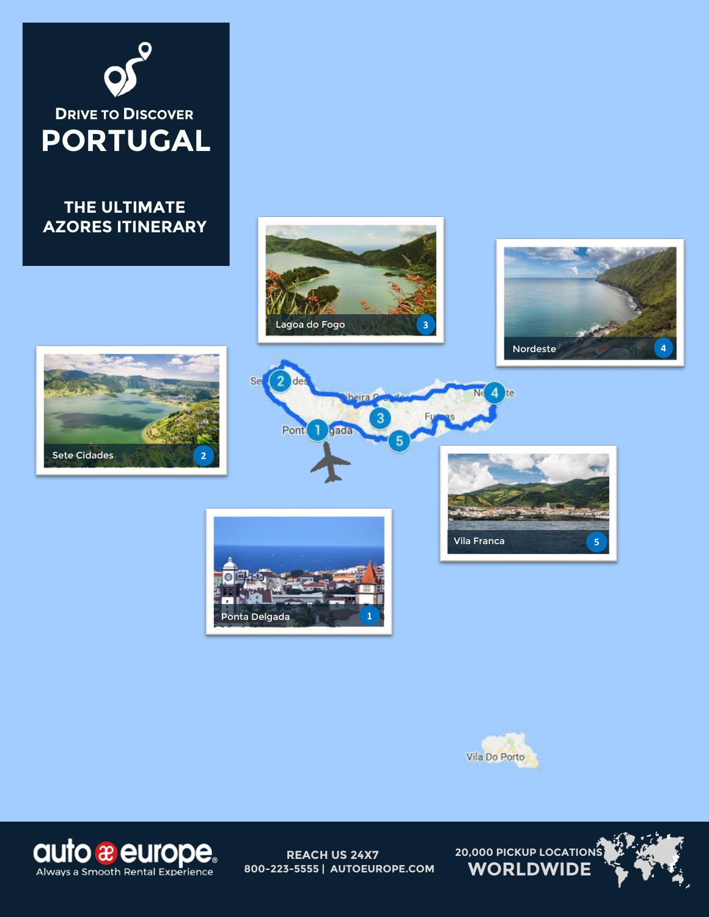# Drive to Discover PORTUGAL

## THE ULTIMATE AZORES ITINERARY

1. Ponta Delgada
2. Sete Cidades
3. Lagoa do Fogo
4. Nordeste
5. Vila Franca

auto europe
Always a Smooth Rental Experience

REACH US 24X7
800-223-5555 | AUTOEUROPE.COM

20,000 PICKUP LOCATIONS
WORLDWIDE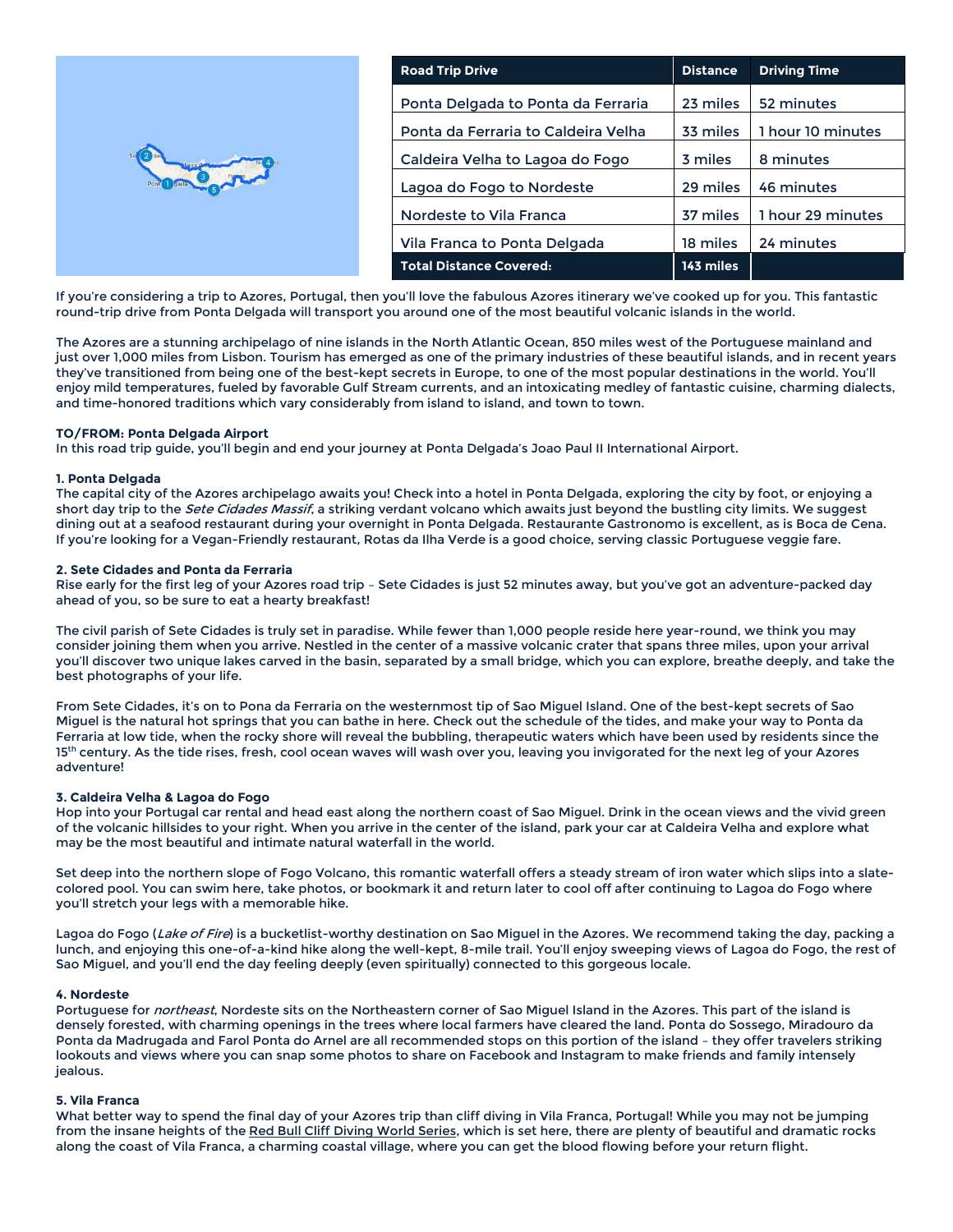| Road Trip Drive | Distance | Driving Time |
|---|---|---|
| Ponta Delgada to Ponta da Ferraria | 23 miles | 52 minutes |
| Ponta da Ferraria to Caldeira Velha | 33 miles | 1 hour 10 minutes |
| Caldeira Velha to Lagoa do Fogo | 3 miles | 8 minutes |
| Lagoa do Fogo to Nordeste | 29 miles | 46 minutes |
| Nordeste to Vila Franca | 37 miles | 1 hour 29 minutes |
| Vila Franca to Ponta Delgada | 18 miles | 24 minutes |
| **Total Distance Covered:** | **143 miles** | |

If you're considering a trip to Azores, Portugal, then you'll love the fabulous Azores itinerary we've cooked up for you. This fantastic round-trip drive from Ponta Delgada will transport you around one of the most beautiful volcanic islands in the world.

The Azores are a stunning archipelago of nine islands in the North Atlantic Ocean, 850 miles west of the Portuguese mainland and just over 1,000 miles from Lisbon. Tourism has emerged as one of the primary industries of these beautiful islands, and in recent years they've transitioned from being one of the best-kept secrets in Europe, to one of the most popular destinations in the world. You'll enjoy mild temperatures, fueled by favorable Gulf Stream currents, and an intoxicating medley of fantastic cuisine, charming dialects, and time-honored traditions which vary considerably from island to island, and town to town.

**TO/FROM: Ponta Delgada Airport**
In this road trip guide, you'll begin and end your journey at Ponta Delgada's Joao Paul II International Airport.

**1. Ponta Delgada**
The capital city of the Azores archipelago awaits you! Check into a hotel in Ponta Delgada, exploring the city by foot, or enjoying a short day trip to the *Sete Cidades Massif*, a striking verdant volcano which awaits just beyond the bustling city limits. We suggest dining out at a seafood restaurant during your overnight in Ponta Delgada. Restaurante Gastronomo is excellent, as is Boca de Cena. If you're looking for a Vegan-Friendly restaurant, Rotas da Ilha Verde is a good choice, serving classic Portuguese veggie fare.

**2. Sete Cidades and Ponta da Ferraria**
Rise early for the first leg of your Azores road trip – Sete Cidades is just 52 minutes away, but you've got an adventure-packed day ahead of you, so be sure to eat a hearty breakfast!

The civil parish of Sete Cidades is truly set in paradise. While fewer than 1,000 people reside here year-round, we think you may consider joining them when you arrive. Nestled in the center of a massive volcanic crater that spans three miles, upon your arrival you'll discover two unique lakes carved in the basin, separated by a small bridge, which you can explore, breathe deeply, and take the best photographs of your life.

From Sete Cidades, it's on to Pona da Ferraria on the westernmost tip of Sao Miguel Island. One of the best-kept secrets of Sao Miguel is the natural hot springs that you can bathe in here. Check out the schedule of the tides, and make your way to Ponta da Ferraria at low tide, when the rocky shore will reveal the bubbling, therapeutic waters which have been used by residents since the 15th century. As the tide rises, fresh, cool ocean waves will wash over you, leaving you invigorated for the next leg of your Azores adventure!

**3. Caldeira Velha & Lagoa do Fogo**
Hop into your Portugal car rental and head east along the northern coast of Sao Miguel. Drink in the ocean views and the vivid green of the volcanic hillsides to your right. When you arrive in the center of the island, park your car at Caldeira Velha and explore what may be the most beautiful and intimate natural waterfall in the world.

Set deep into the northern slope of Fogo Volcano, this romantic waterfall offers a steady stream of iron water which slips into a slate-colored pool. You can swim here, take photos, or bookmark it and return later to cool off after continuing to Lagoa do Fogo where you'll stretch your legs with a memorable hike.

Lagoa do Fogo (*Lake of Fire*) is a bucketlist-worthy destination on Sao Miguel in the Azores. We recommend taking the day, packing a lunch, and enjoying this one-of-a-kind hike along the well-kept, 8-mile trail. You'll enjoy sweeping views of Lagoa do Fogo, the rest of Sao Miguel, and you'll end the day feeling deeply (even spiritually) connected to this gorgeous locale.

**4. Nordeste**
Portuguese for *northeast*, Nordeste sits on the Northeastern corner of Sao Miguel Island in the Azores. This part of the island is densely forested, with charming openings in the trees where local farmers have cleared the land. Ponta do Sossego, Miradouro da Ponta da Madrugada and Farol Ponta do Arnel are all recommended stops on this portion of the island – they offer travelers striking lookouts and views where you can snap some photos to share on Facebook and Instagram to make friends and family intensely jealous.

**5. Vila Franca**
What better way to spend the final day of your Azores trip than cliff diving in Vila Franca, Portugal! While you may not be jumping from the insane heights of the Red Bull Cliff Diving World Series, which is set here, there are plenty of beautiful and dramatic rocks along the coast of Vila Franca, a charming coastal village, where you can get the blood flowing before your return flight.